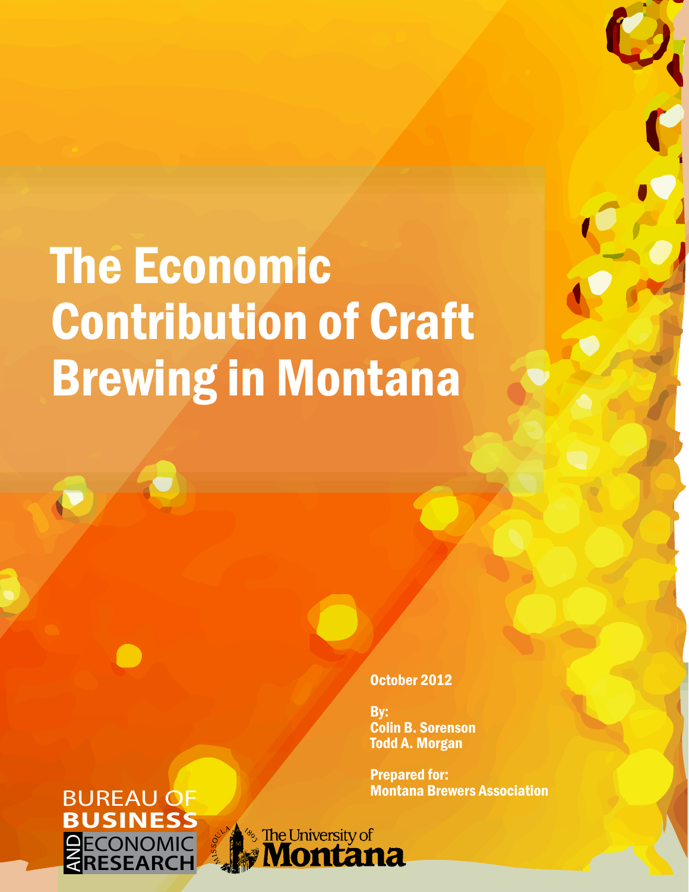# The Economic Contribution of Craft Brewing in Montana

October 2012

By:
Colin B. Sorenson
Todd A. Morgan

Prepared for:
Montana Brewers Association

BUREAU OF BUSINESS AND ECONOMIC RESEARCH

The University of Montana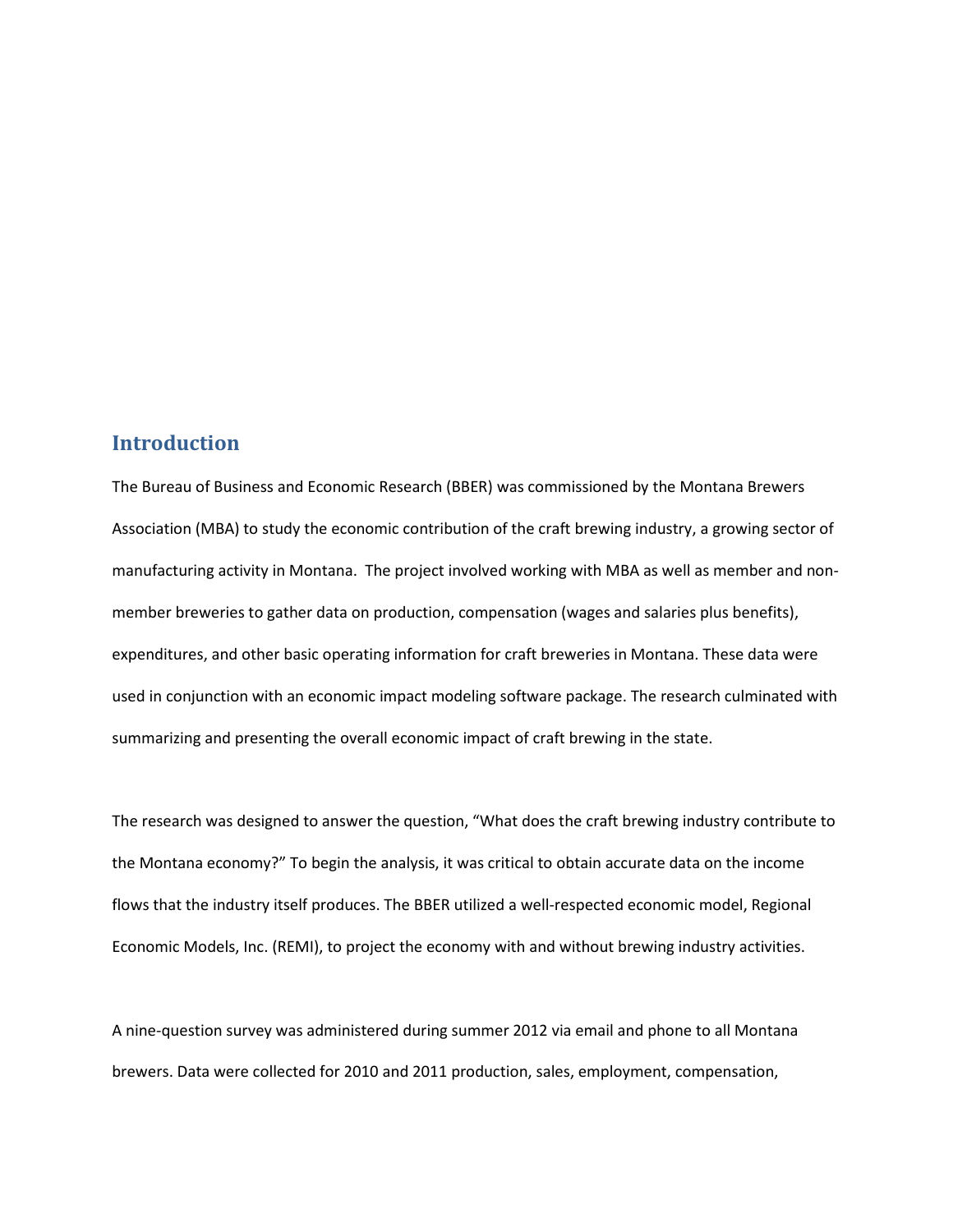## Introduction

The Bureau of Business and Economic Research (BBER) was commissioned by the Montana Brewers Association (MBA) to study the economic contribution of the craft brewing industry, a growing sector of manufacturing activity in Montana. The project involved working with MBA as well as member and non-member breweries to gather data on production, compensation (wages and salaries plus benefits), expenditures, and other basic operating information for craft breweries in Montana. These data were used in conjunction with an economic impact modeling software package. The research culminated with summarizing and presenting the overall economic impact of craft brewing in the state.

The research was designed to answer the question, "What does the craft brewing industry contribute to the Montana economy?" To begin the analysis, it was critical to obtain accurate data on the income flows that the industry itself produces. The BBER utilized a well-respected economic model, Regional Economic Models, Inc. (REMI), to project the economy with and without brewing industry activities.

A nine-question survey was administered during summer 2012 via email and phone to all Montana brewers. Data were collected for 2010 and 2011 production, sales, employment, compensation,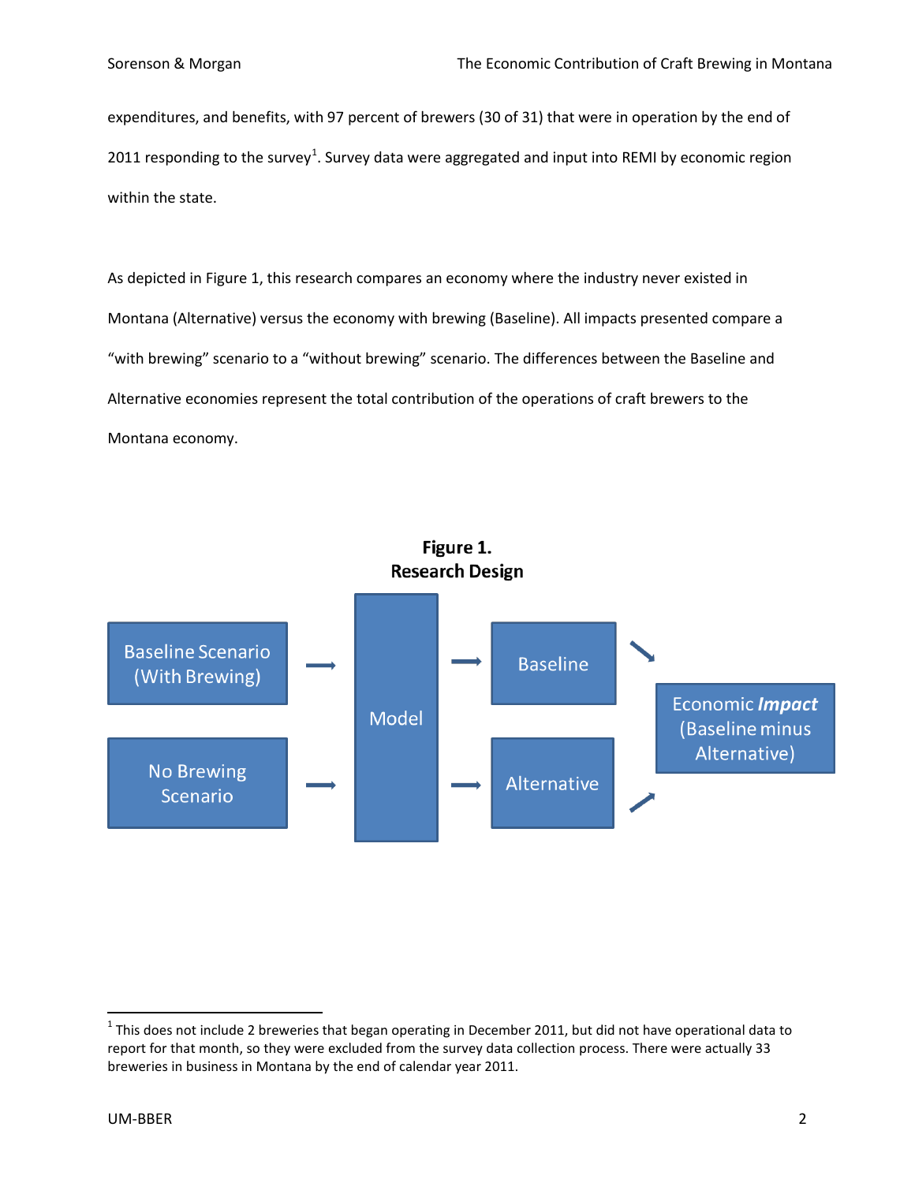expenditures, and benefits, with 97 percent of brewers (30 of 31) that were in operation by the end of 2011 responding to the survey[1]. Survey data were aggregated and input into REMI by economic region within the state.

As depicted in Figure 1, this research compares an economy where the industry never existed in Montana (Alternative) versus the economy with brewing (Baseline). All impacts presented compare a "with brewing" scenario to a "without brewing" scenario. The differences between the Baseline and Alternative economies represent the total contribution of the operations of craft brewers to the Montana economy.

**Figure 1.**
**Research Design**

Baseline Scenario (With Brewing) → Model → Baseline

No Brewing Scenario → Model → Alternative

Baseline, Alternative → Economic ***Impact*** (Baseline minus Alternative)

[1] This does not include 2 breweries that began operating in December 2011, but did not have operational data to report for that month, so they were excluded from the survey data collection process. There were actually 33 breweries in business in Montana by the end of calendar year 2011.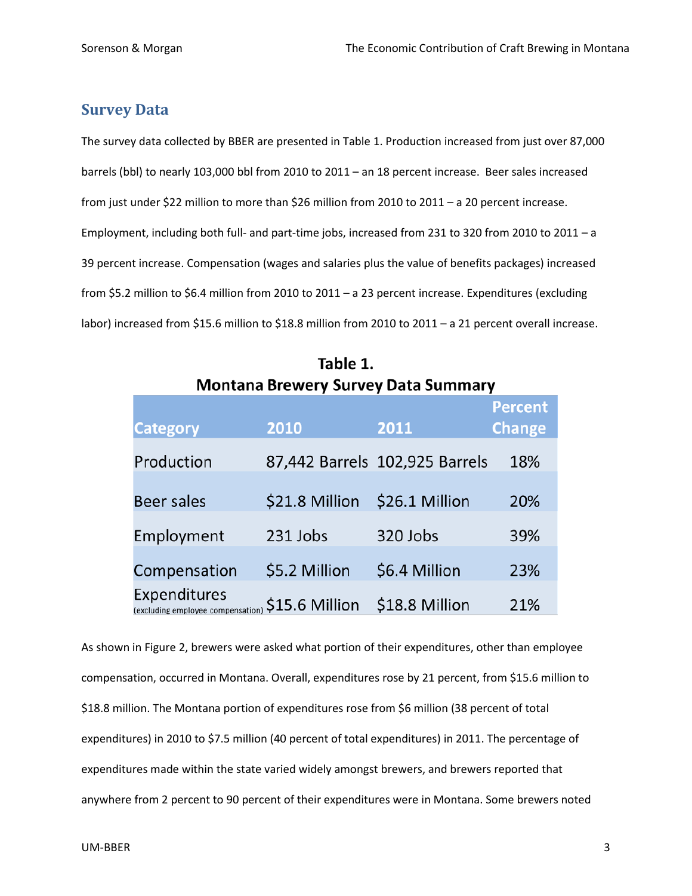## Survey Data

The survey data collected by BBER are presented in Table 1. Production increased from just over 87,000 barrels (bbl) to nearly 103,000 bbl from 2010 to 2011 – an 18 percent increase. Beer sales increased from just under $22 million to more than $26 million from 2010 to 2011 – a 20 percent increase. Employment, including both full- and part-time jobs, increased from 231 to 320 from 2010 to 2011 – a 39 percent increase. Compensation (wages and salaries plus the value of benefits packages) increased from $5.2 million to $6.4 million from 2010 to 2011 – a 23 percent increase. Expenditures (excluding labor) increased from $15.6 million to $18.8 million from 2010 to 2011 – a 21 percent overall increase.

**Table 1.**
**Montana Brewery Survey Data Summary**

| Category | 2010 | 2011 | Percent Change |
|---|---|---|---|
| Production | 87,442 Barrels | 102,925 Barrels | 18% |
| Beer sales | $21.8 Million | $26.1 Million | 20% |
| Employment | 231 Jobs | 320 Jobs | 39% |
| Compensation | $5.2 Million | $6.4 Million | 23% |
| Expenditures (excluding employee compensation) | $15.6 Million | $18.8 Million | 21% |

As shown in Figure 2, brewers were asked what portion of their expenditures, other than employee compensation, occurred in Montana. Overall, expenditures rose by 21 percent, from $15.6 million to $18.8 million. The Montana portion of expenditures rose from $6 million (38 percent of total expenditures) in 2010 to $7.5 million (40 percent of total expenditures) in 2011. The percentage of expenditures made within the state varied widely amongst brewers, and brewers reported that anywhere from 2 percent to 90 percent of their expenditures were in Montana. Some brewers noted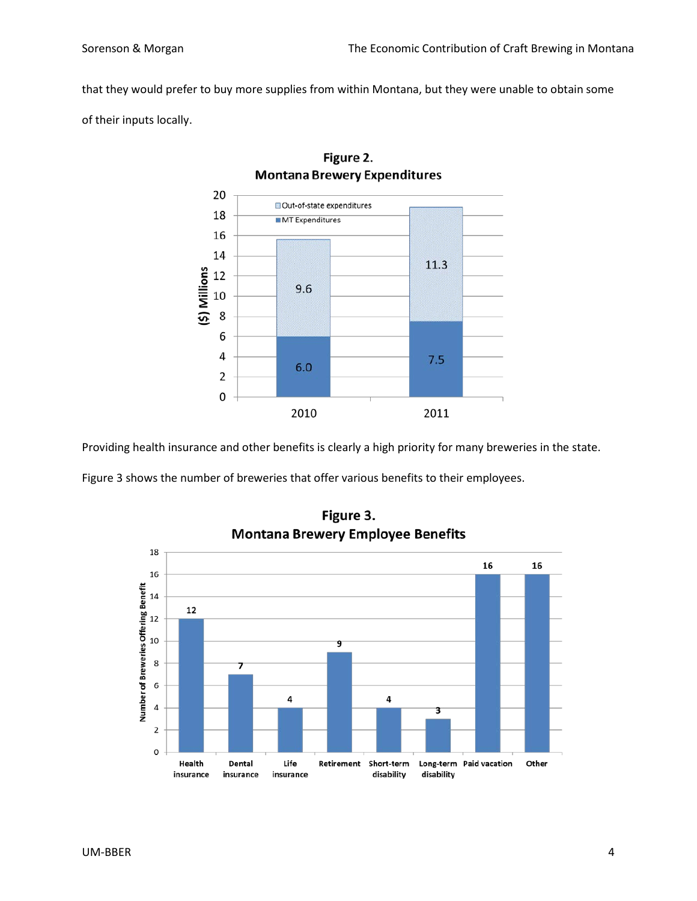that they would prefer to buy more supplies from within Montana, but they were unable to obtain some of their inputs locally.

**Figure 2.**
**Montana Brewery Expenditures**

| ($) Millions | 2010 | 2011 |
|---|---|---|
| MT Expenditures | 6.0 | 7.5 |
| Out-of-state expenditures | 9.6 | 11.3 |

Providing health insurance and other benefits is clearly a high priority for many breweries in the state. Figure 3 shows the number of breweries that offer various benefits to their employees.

**Figure 3.**
**Montana Brewery Employee Benefits**

| Benefit | Number of Breweries Offering Benefit |
|---|---|
| Health insurance | 12 |
| Dental insurance | 7 |
| Life insurance | 4 |
| Retirement | 9 |
| Short-term disability | 4 |
| Long-term disability | 3 |
| Paid vacation | 16 |
| Other | 16 |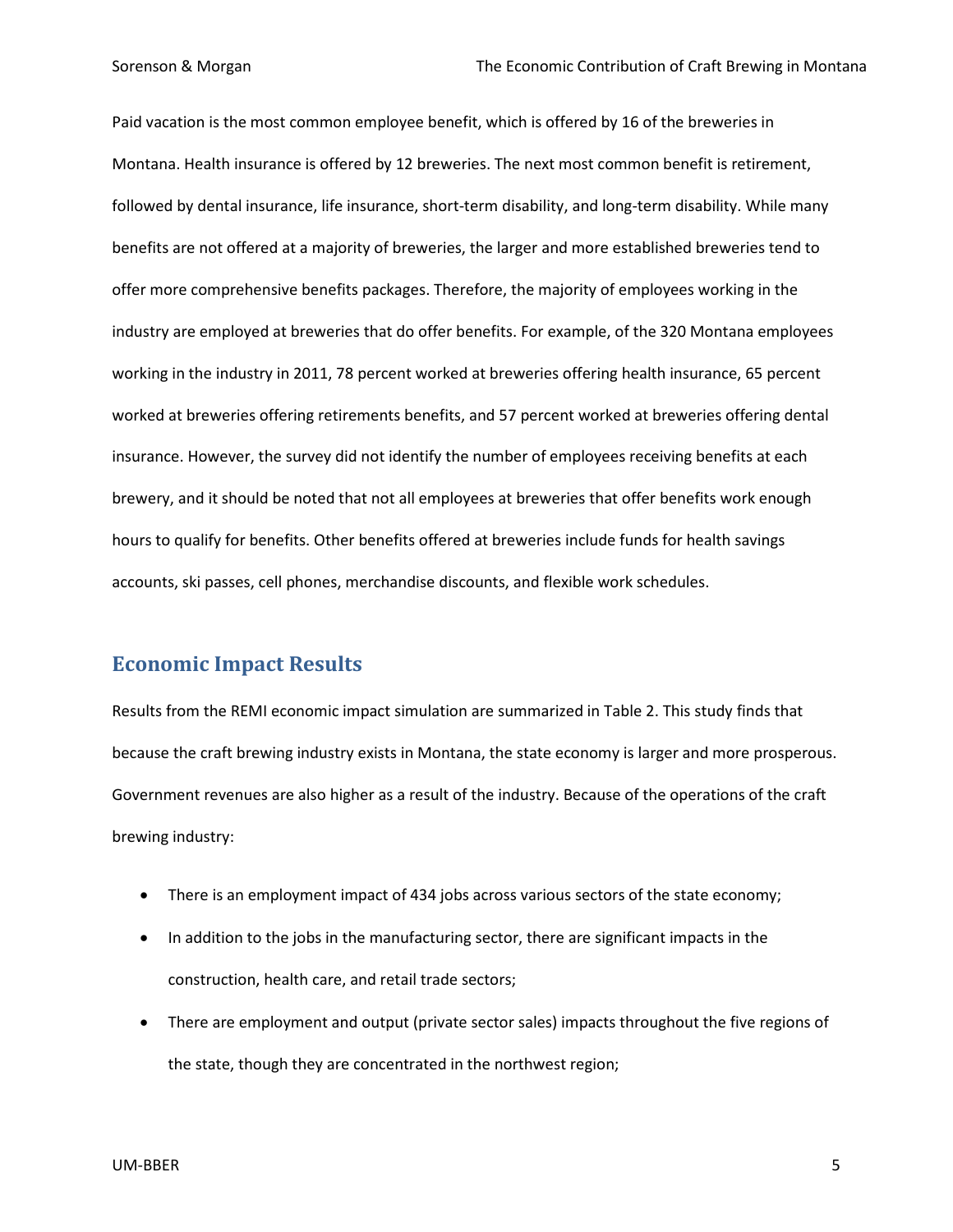Paid vacation is the most common employee benefit, which is offered by 16 of the breweries in Montana. Health insurance is offered by 12 breweries. The next most common benefit is retirement, followed by dental insurance, life insurance, short-term disability, and long-term disability. While many benefits are not offered at a majority of breweries, the larger and more established breweries tend to offer more comprehensive benefits packages. Therefore, the majority of employees working in the industry are employed at breweries that do offer benefits. For example, of the 320 Montana employees working in the industry in 2011, 78 percent worked at breweries offering health insurance, 65 percent worked at breweries offering retirements benefits, and 57 percent worked at breweries offering dental insurance. However, the survey did not identify the number of employees receiving benefits at each brewery, and it should be noted that not all employees at breweries that offer benefits work enough hours to qualify for benefits. Other benefits offered at breweries include funds for health savings accounts, ski passes, cell phones, merchandise discounts, and flexible work schedules.

## Economic Impact Results

Results from the REMI economic impact simulation are summarized in Table 2. This study finds that because the craft brewing industry exists in Montana, the state economy is larger and more prosperous. Government revenues are also higher as a result of the industry. Because of the operations of the craft brewing industry:

- There is an employment impact of 434 jobs across various sectors of the state economy;
- In addition to the jobs in the manufacturing sector, there are significant impacts in the construction, health care, and retail trade sectors;
- There are employment and output (private sector sales) impacts throughout the five regions of the state, though they are concentrated in the northwest region;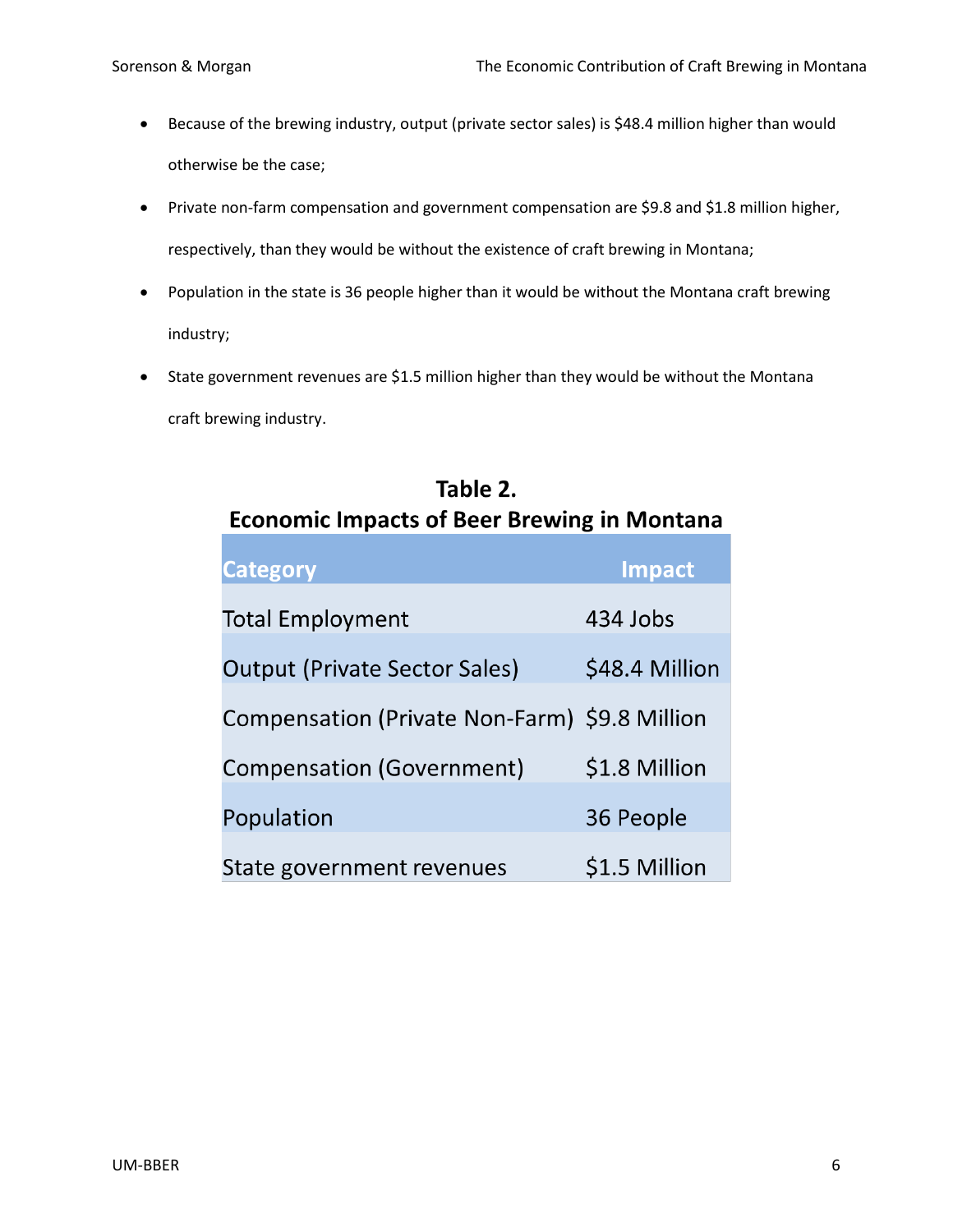- Because of the brewing industry, output (private sector sales) is $48.4 million higher than would otherwise be the case;
- Private non-farm compensation and government compensation are $9.8 and $1.8 million higher, respectively, than they would be without the existence of craft brewing in Montana;
- Population in the state is 36 people higher than it would be without the Montana craft brewing industry;
- State government revenues are $1.5 million higher than they would be without the Montana craft brewing industry.

**Table 2.**
**Economic Impacts of Beer Brewing in Montana**

| Category | Impact |
| --- | --- |
| Total Employment | 434 Jobs |
| Output (Private Sector Sales) | $48.4 Million |
| Compensation (Private Non-Farm) | $9.8 Million |
| Compensation (Government) | $1.8 Million |
| Population | 36 People |
| State government revenues | $1.5 Million |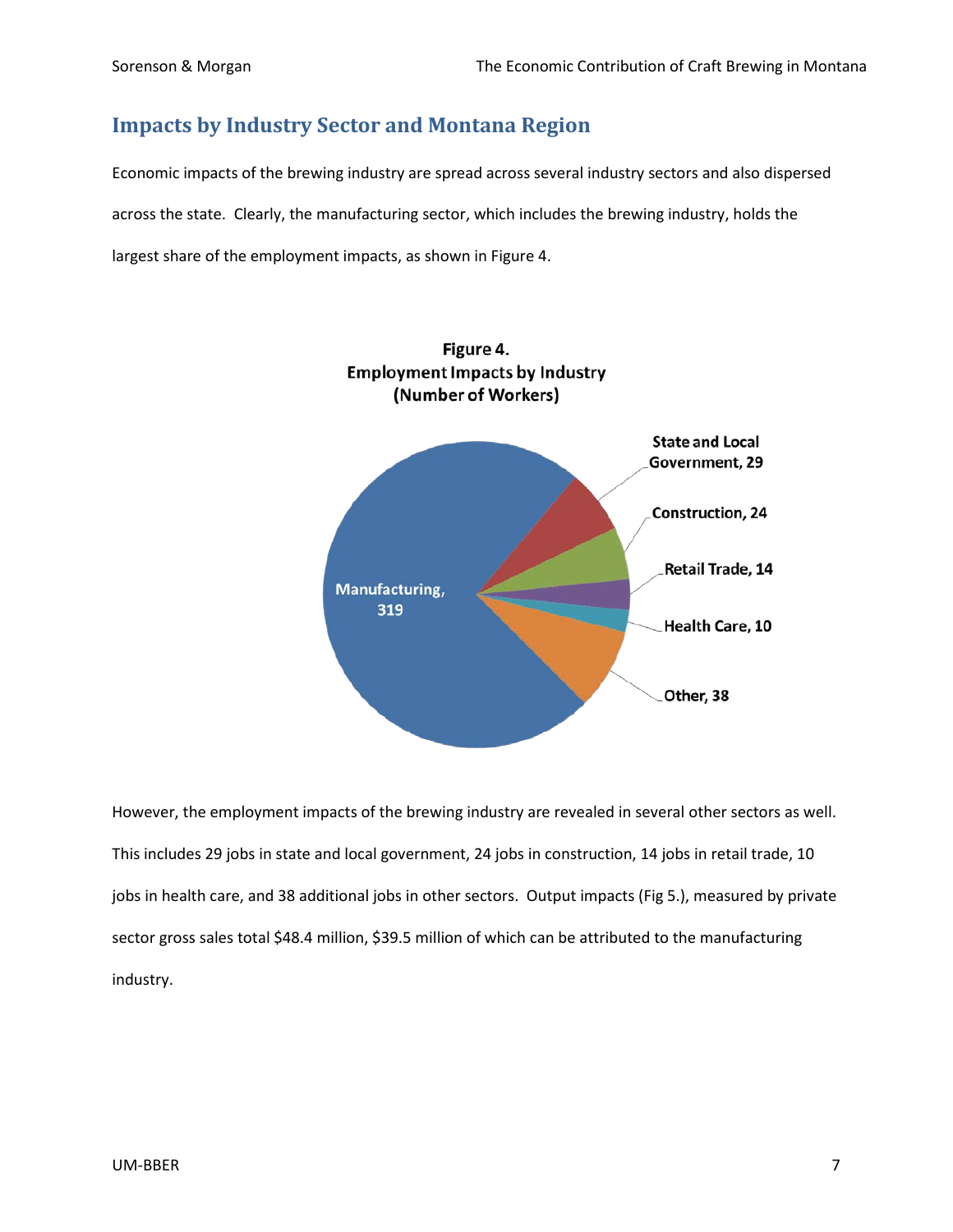## Impacts by Industry Sector and Montana Region

Economic impacts of the brewing industry are spread across several industry sectors and also dispersed across the state. Clearly, the manufacturing sector, which includes the brewing industry, holds the largest share of the employment impacts, as shown in Figure 4.

**Figure 4. Employment Impacts by Industry (Number of Workers)**

| Industry | Number of Workers |
|---|---|
| Manufacturing | 319 |
| State and Local Government | 29 |
| Construction | 24 |
| Retail Trade | 14 |
| Health Care | 10 |
| Other | 38 |

However, the employment impacts of the brewing industry are revealed in several other sectors as well. This includes 29 jobs in state and local government, 24 jobs in construction, 14 jobs in retail trade, 10 jobs in health care, and 38 additional jobs in other sectors. Output impacts (Fig 5.), measured by private sector gross sales total $48.4 million, $39.5 million of which can be attributed to the manufacturing industry.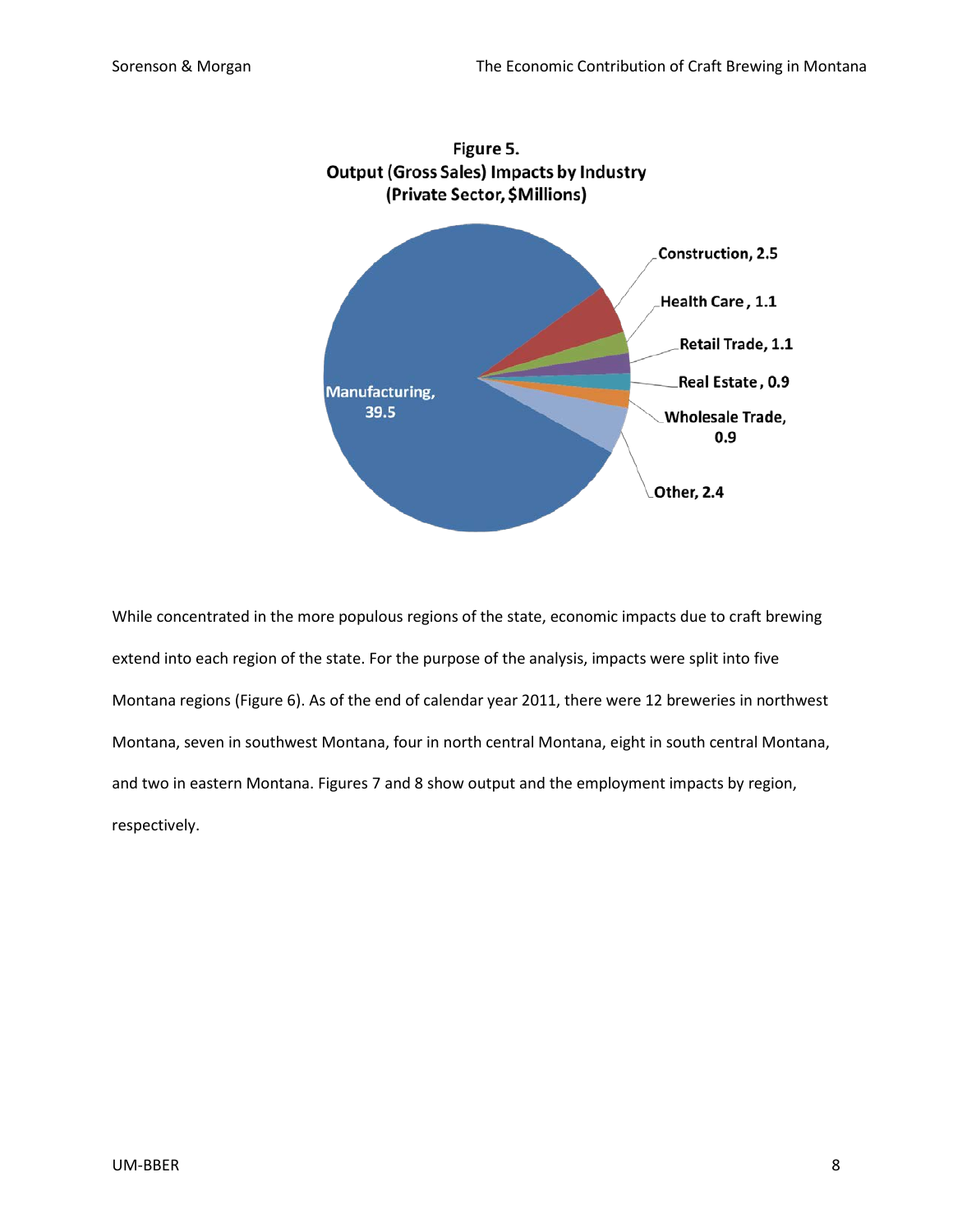**Figure 5.**
**Output (Gross Sales) Impacts by Industry**
**(Private Sector, $Millions)**

| Industry | Output ($Millions) |
| --- | --- |
| Manufacturing | 39.5 |
| Construction | 2.5 |
| Health Care | 1.1 |
| Retail Trade | 1.1 |
| Real Estate | 0.9 |
| Wholesale Trade | 0.9 |
| Other | 2.4 |

While concentrated in the more populous regions of the state, economic impacts due to craft brewing extend into each region of the state. For the purpose of the analysis, impacts were split into five Montana regions (Figure 6). As of the end of calendar year 2011, there were 12 breweries in northwest Montana, seven in southwest Montana, four in north central Montana, eight in south central Montana, and two in eastern Montana. Figures 7 and 8 show output and the employment impacts by region, respectively.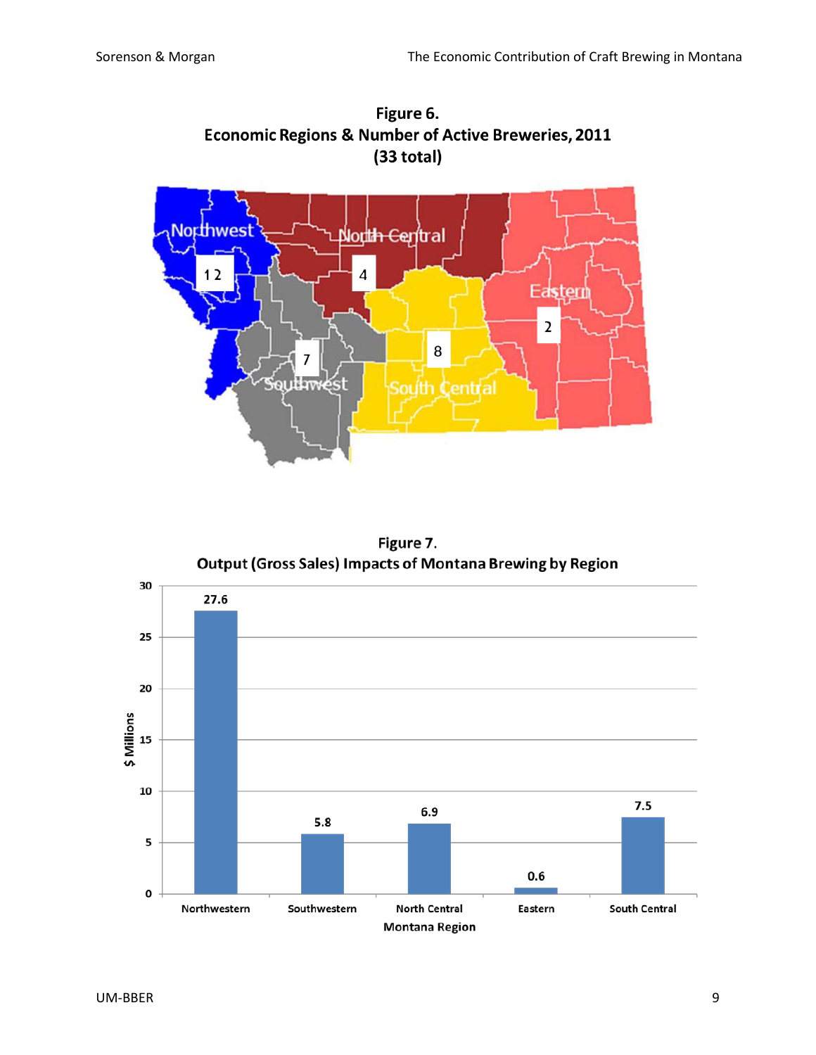**Figure 6.**
**Economic Regions & Number of Active Breweries, 2011**
**(33 total)**

| Region | Number of Active Breweries |
|---|---|
| Northwest | 12 |
| North Central | 4 |
| Eastern | 2 |
| Southwest | 7 |
| South Central | 8 |

**Figure 7.**
**Output (Gross Sales) Impacts of Montana Brewing by Region**

| Montana Region | $ Millions |
|---|---|
| Northwestern | 27.6 |
| Southwestern | 5.8 |
| North Central | 6.9 |
| Eastern | 0.6 |
| South Central | 7.5 |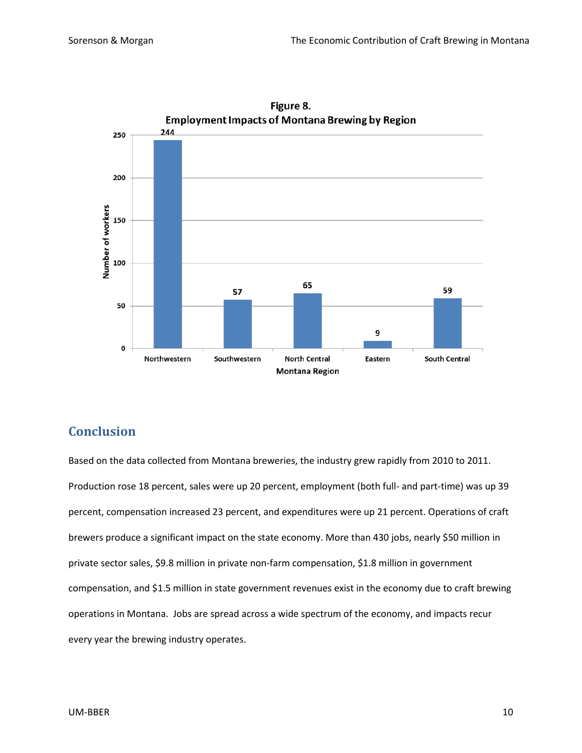**Figure 8.**
**Employment Impacts of Montana Brewing by Region**

| Montana Region | Number of workers |
|---|---|
| Northwestern | 244 |
| Southwestern | 57 |
| North Central | 65 |
| Eastern | 9 |
| South Central | 59 |

## Conclusion

Based on the data collected from Montana breweries, the industry grew rapidly from 2010 to 2011. Production rose 18 percent, sales were up 20 percent, employment (both full- and part-time) was up 39 percent, compensation increased 23 percent, and expenditures were up 21 percent. Operations of craft brewers produce a significant impact on the state economy. More than 430 jobs, nearly $50 million in private sector sales, $9.8 million in private non-farm compensation, $1.8 million in government compensation, and $1.5 million in state government revenues exist in the economy due to craft brewing operations in Montana. Jobs are spread across a wide spectrum of the economy, and impacts recur every year the brewing industry operates.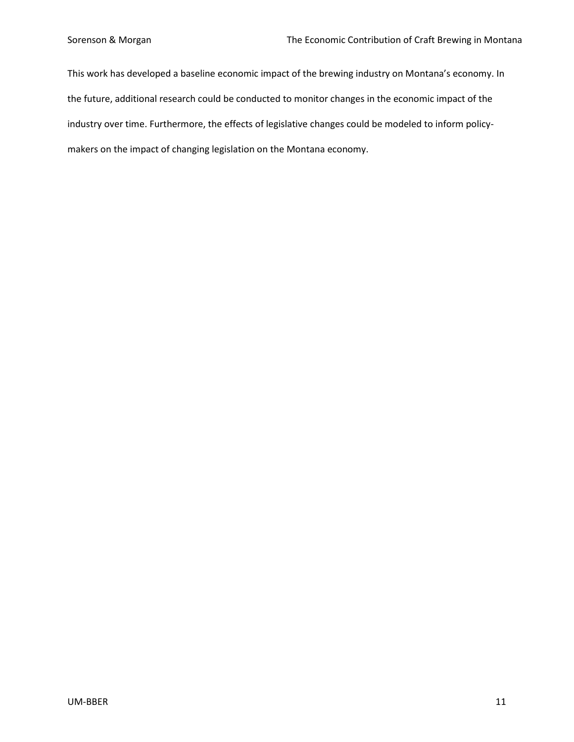This work has developed a baseline economic impact of the brewing industry on Montana's economy. In the future, additional research could be conducted to monitor changes in the economic impact of the industry over time. Furthermore, the effects of legislative changes could be modeled to inform policy-makers on the impact of changing legislation on the Montana economy.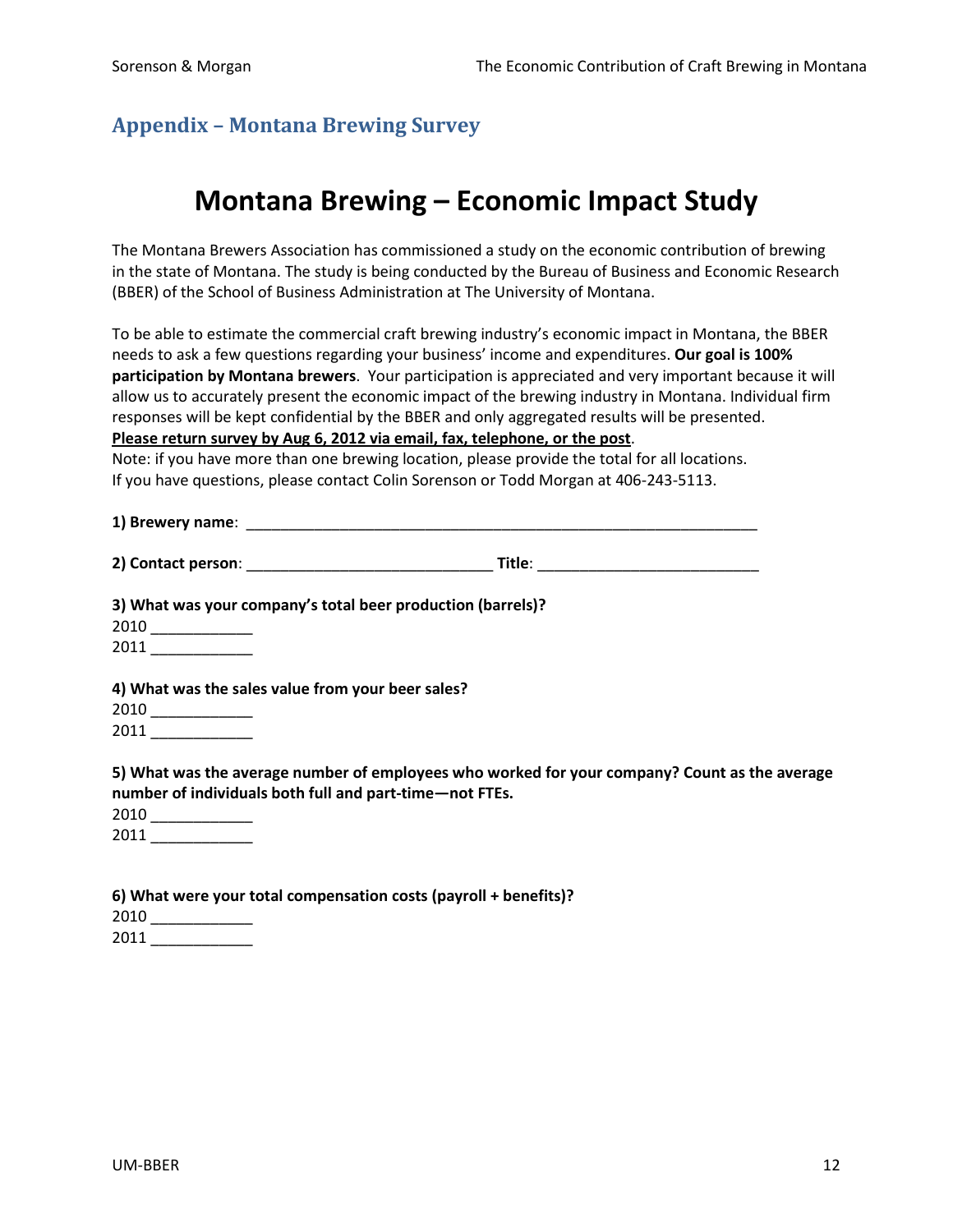## Appendix – Montana Brewing Survey

# Montana Brewing – Economic Impact Study

The Montana Brewers Association has commissioned a study on the economic contribution of brewing in the state of Montana. The study is being conducted by the Bureau of Business and Economic Research (BBER) of the School of Business Administration at The University of Montana.

To be able to estimate the commercial craft brewing industry's economic impact in Montana, the BBER needs to ask a few questions regarding your business' income and expenditures. **Our goal is 100% participation by Montana brewers**. Your participation is appreciated and very important because it will allow us to accurately present the economic impact of the brewing industry in Montana. Individual firm responses will be kept confidential by the BBER and only aggregated results will be presented.
**Please return survey by Aug 6, 2012 via email, fax, telephone, or the post**.
Note: if you have more than one brewing location, please provide the total for all locations.
If you have questions, please contact Colin Sorenson or Todd Morgan at 406-243-5113.

**1) Brewery name**: ________________________________________________________________

**2) Contact person**: ______________________________ **Title**: ___________________________

**3) What was your company's total beer production (barrels)?**
2010 ____________
2011 ____________

**4) What was the sales value from your beer sales?**
2010 ____________
2011 ____________

**5) What was the average number of employees who worked for your company? Count as the average number of individuals both full and part-time—not FTEs.**
2010 ____________
2011 ____________

**6) What were your total compensation costs (payroll + benefits)?**
2010 ____________
2011 ____________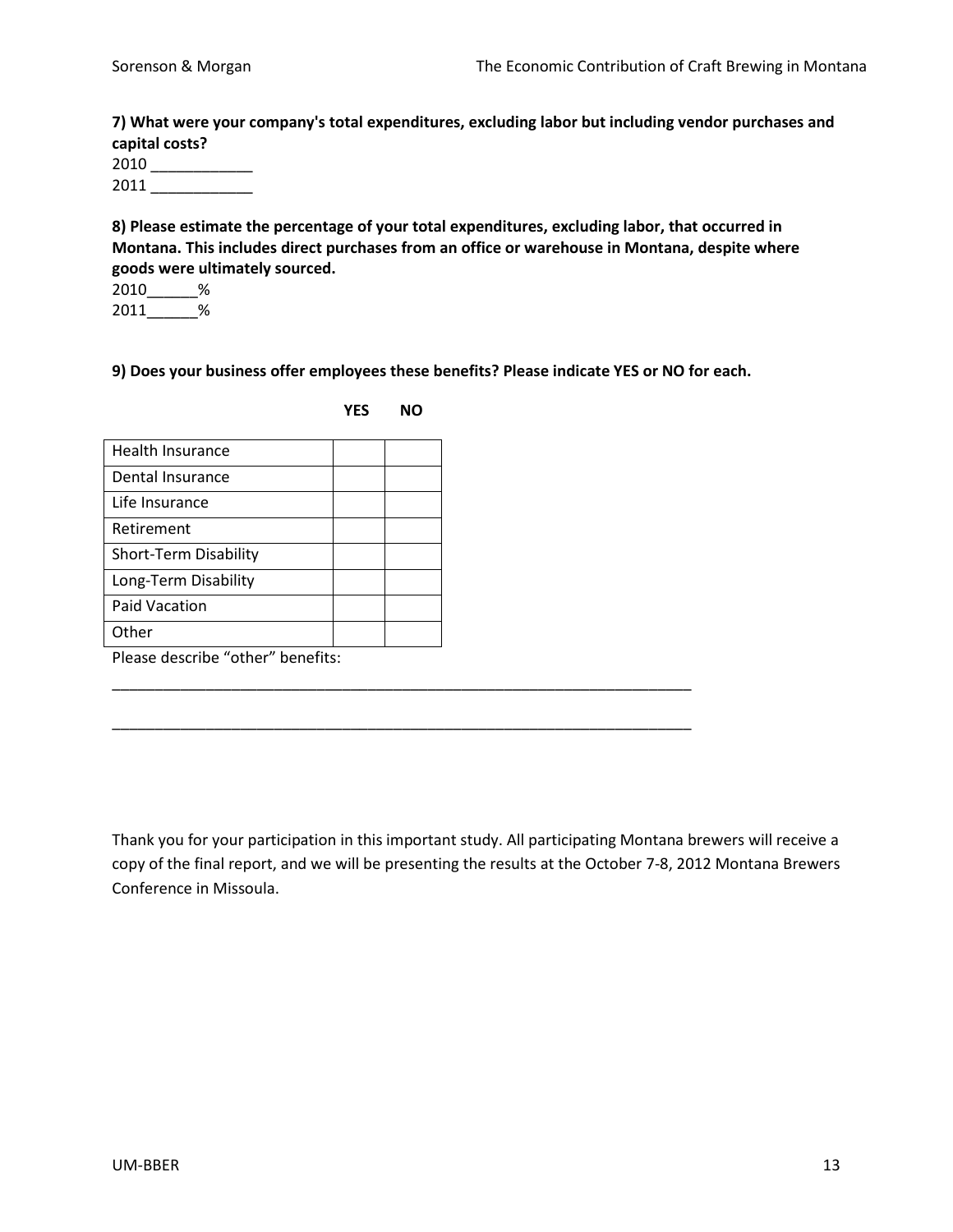**7) What were your company's total expenditures, excluding labor but including vendor purchases and capital costs?**

2010 ____________

2011 ____________

**8) Please estimate the percentage of your total expenditures, excluding labor, that occurred in Montana. This includes direct purchases from an office or warehouse in Montana, despite where goods were ultimately sourced.**

2010______%

2011______%

**9) Does your business offer employees these benefits? Please indicate YES or NO for each.**

| | **YES** | **NO** |
|---|---|---|
| Health Insurance | | |
| Dental Insurance | | |
| Life Insurance | | |
| Retirement | | |
| Short-Term Disability | | |
| Long-Term Disability | | |
| Paid Vacation | | |
| Other | | |

Please describe "other" benefits:

________________________________________________________________________

________________________________________________________________________

Thank you for your participation in this important study. All participating Montana brewers will receive a copy of the final report, and we will be presenting the results at the October 7-8, 2012 Montana Brewers Conference in Missoula.